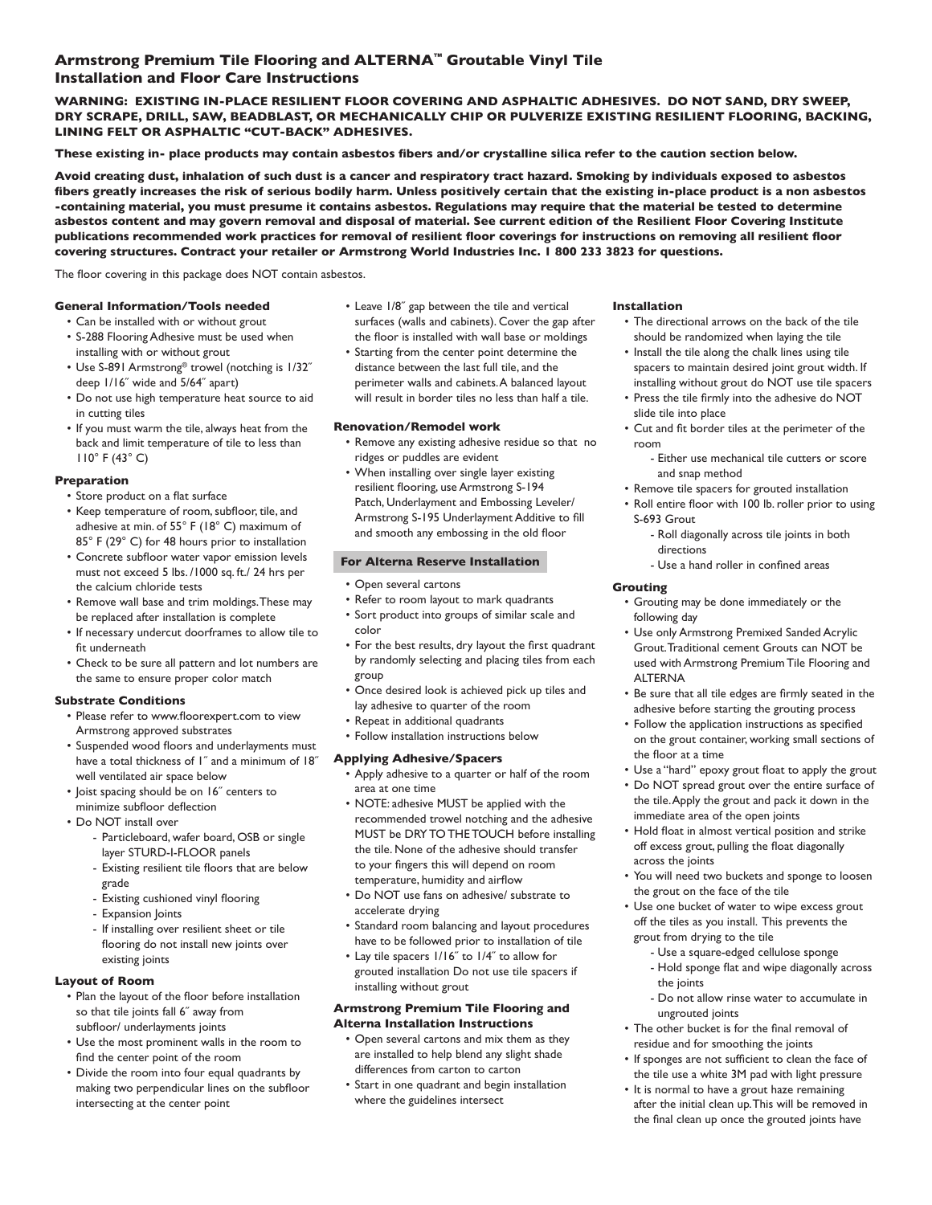# Armstrong Premium Tile Flooring and ALTERNA™ Groutable Vinyl Tile Installation and Floor Care Instructions

**WARNING: EXISTING IN-PLACE RESILIENT FLOOR COVERING AND ASPHALTIC ADHESIVES. DO NOT SAND, DRY SWEEP, DRY SCRAPE, DRILL, SAW, BEADBLAST, OR MECHANICALLY CHIP OR PULVERIZE EXISTING RESILIENT FLOORING, BACKING, LINING FELT OR ASPHALTIC "CUT-BACK" ADHESIVES.**

**These existing in- place products may contain asbestos fibers and/or crystalline silica refer to the caution section below.**

**Avoid creating dust, inhalation of such dust is a cancer and respiratory tract hazard. Smoking by individuals exposed to asbestos fibers greatly increases the risk of serious bodily harm. Unless positively certain that the existing in-place product is a non asbestos -containing material, you must presume it contains asbestos. Regulations may require that the material be tested to determine asbestos content and may govern removal and disposal of material. See current edition of the Resilient Floor Covering Institute publications recommended work practices for removal of resilient floor coverings for instructions on removing all resilient floor covering structures. Contract your retailer or Armstrong World Industries Inc. 1 800 233 3823 for questions.**

The floor covering in this package does NOT contain asbestos.

### General Information/Tools needed

- Can be installed with or without grout
- S-288 Flooring Adhesive must be used when installing with or without grout
- Use S-891 Armstrong® trowel (notching is 1/32″ deep 1/16″ wide and 5/64″ apart)
- Do not use high temperature heat source to aid in cutting tiles
- If you must warm the tile, always heat from the back and limit temperature of tile to less than 110° F (43° C)

### Preparation

- Store product on a flat surface
- Keep temperature of room, subfloor, tile, and adhesive at min. of 55° F (18° C) maximum of 85° F (29° C) for 48 hours prior to installation
- Concrete subfloor water vapor emission levels must not exceed 5 lbs. /1000 sq. ft./ 24 hrs per the calcium chloride tests
- Remove wall base and trim moldings. These may be replaced after installation is complete
- If necessary undercut doorframes to allow tile to fit underneath
- Check to be sure all pattern and lot numbers are the same to ensure proper color match

### Substrate Conditions

- Please refer to www.floorexpert.com to view Armstrong approved substrates
- Suspended wood floors and underlayments must have a total thickness of 1″ and a minimum of 18″ well ventilated air space below
- Joist spacing should be on 16″ centers to minimize subfloor deflection
- Do NOT install over
  - Particleboard, wafer board, OSB or single layer STURD-I-FLOOR panels
  - Existing resilient tile floors that are below grade
  - Existing cushioned vinyl flooring
  - Expansion Joints
  - If installing over resilient sheet or tile flooring do not install new joints over existing joints

### Layout of Room

- Plan the layout of the floor before installation so that tile joints fall 6″ away from subfloor/ underlayments joints
- Use the most prominent walls in the room to find the center point of the room
- Divide the room into four equal quadrants by making two perpendicular lines on the subfloor intersecting at the center point
- Leave 1/8″ gap between the tile and vertical surfaces (walls and cabinets). Cover the gap after the floor is installed with wall base or moldings
- Starting from the center point determine the distance between the last full tile, and the perimeter walls and cabinets. A balanced layout will result in border tiles no less than half a tile.

### Renovation/Remodel work

- Remove any existing adhesive residue so that no ridges or puddles are evident
- When installing over single layer existing resilient flooring, use Armstrong S-194 Patch, Underlayment and Embossing Leveler/ Armstrong S-195 Underlayment Additive to fill and smooth any embossing in the old floor

### For Alterna Reserve Installation

- Open several cartons
- Refer to room layout to mark quadrants
- Sort product into groups of similar scale and color
- For the best results, dry layout the first quadrant by randomly selecting and placing tiles from each group
- Once desired look is achieved pick up tiles and lay adhesive to quarter of the room
- Repeat in additional quadrants
- Follow installation instructions below

### Applying Adhesive/Spacers

- Apply adhesive to a quarter or half of the room area at one time
- NOTE: adhesive MUST be applied with the recommended trowel notching and the adhesive MUST be DRY TO THE TOUCH before installing the tile. None of the adhesive should transfer to your fingers this will depend on room temperature, humidity and airflow
- Do NOT use fans on adhesive/ substrate to accelerate drying
- Standard room balancing and layout procedures have to be followed prior to installation of tile
- Lay tile spacers 1/16″ to 1/4″ to allow for grouted installation Do not use tile spacers if installing without grout

### Armstrong Premium Tile Flooring and Alterna Installation Instructions

- Open several cartons and mix them as they are installed to help blend any slight shade differences from carton to carton
- Start in one quadrant and begin installation where the guidelines intersect

### Installation

- The directional arrows on the back of the tile should be randomized when laying the tile
- Install the tile along the chalk lines using tile spacers to maintain desired joint grout width. If installing without grout do NOT use tile spacers
- Press the tile firmly into the adhesive do NOT slide tile into place
- Cut and fit border tiles at the perimeter of the room
  - Either use mechanical tile cutters or score and snap method
- Remove tile spacers for grouted installation
- Roll entire floor with 100 lb. roller prior to using S-693 Grout
  - Roll diagonally across tile joints in both directions
  - Use a hand roller in confined areas

### Grouting

- Grouting may be done immediately or the following day
- Use only Armstrong Premixed Sanded Acrylic Grout. Traditional cement Grouts can NOT be used with Armstrong Premium Tile Flooring and ALTERNA
- Be sure that all tile edges are firmly seated in the adhesive before starting the grouting process
- Follow the application instructions as specified on the grout container, working small sections of the floor at a time
- Use a "hard" epoxy grout float to apply the grout
- Do NOT spread grout over the entire surface of the tile. Apply the grout and pack it down in the immediate area of the open joints
- Hold float in almost vertical position and strike off excess grout, pulling the float diagonally across the joints
- You will need two buckets and sponge to loosen the grout on the face of the tile
- Use one bucket of water to wipe excess grout off the tiles as you install. This prevents the grout from drying to the tile
  - Use a square-edged cellulose sponge
  - Hold sponge flat and wipe diagonally across the joints
  - Do not allow rinse water to accumulate in ungrouted joints
- The other bucket is for the final removal of residue and for smoothing the joints
- If sponges are not sufficient to clean the face of the tile use a white 3M pad with light pressure
- It is normal to have a grout haze remaining after the initial clean up. This will be removed in the final clean up once the grouted joints have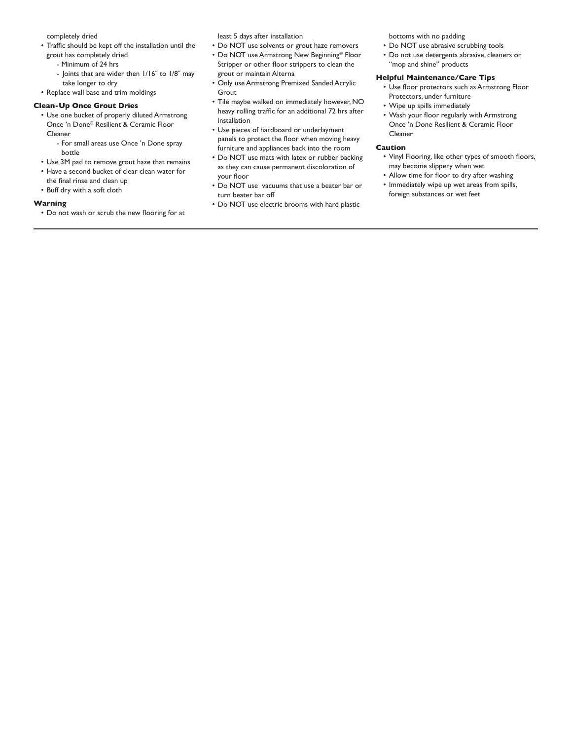completely dried

- Traffic should be kept off the installation until the grout has completely dried
  - Minimum of 24 hrs
  - Joints that are wider then 1/16″ to 1/8″ may take longer to dry
- Replace wall base and trim moldings

**Clean-Up Once Grout Dries**

- Use one bucket of properly diluted Armstrong Once 'n Done® Resilient & Ceramic Floor Cleaner
  - For small areas use Once 'n Done spray bottle
- Use 3M pad to remove grout haze that remains
- Have a second bucket of clear clean water for the final rinse and clean up
- Buff dry with a soft cloth

**Warning**

- Do not wash or scrub the new flooring for at least 5 days after installation
- Do NOT use solvents or grout haze removers
- Do NOT use Armstrong New Beginning® Floor Stripper or other floor strippers to clean the grout or maintain Alterna
- Only use Armstrong Premixed Sanded Acrylic Grout
- Tile maybe walked on immediately however, NO heavy rolling traffic for an additional 72 hrs after installation
- Use pieces of hardboard or underlayment panels to protect the floor when moving heavy furniture and appliances back into the room
- Do NOT use mats with latex or rubber backing as they can cause permanent discoloration of your floor
- Do NOT use vacuums that use a beater bar or turn beater bar off
- Do NOT use electric brooms with hard plastic bottoms with no padding
- Do NOT use abrasive scrubbing tools
- Do not use detergents abrasive, cleaners or "mop and shine" products

**Helpful Maintenance/Care Tips**

- Use floor protectors such as Armstrong Floor Protectors, under furniture
- Wipe up spills immediately
- Wash your floor regularly with Armstrong Once 'n Done Resilient & Ceramic Floor Cleaner

**Caution**

- Vinyl Flooring, like other types of smooth floors, may become slippery when wet
- Allow time for floor to dry after washing
- Immediately wipe up wet areas from spills, foreign substances or wet feet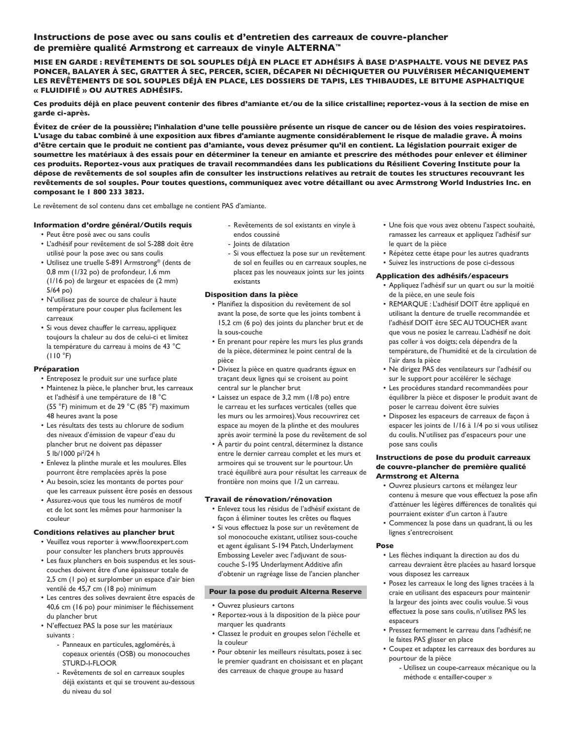## Instructions de pose avec ou sans coulis et d'entretien des carreaux de couvre-plancher de première qualité Armstrong et carreaux de vinyle ALTERNA™

**MISE EN GARDE : REVÊTEMENTS DE SOL SOUPLES DÉJÀ EN PLACE ET ADHÉSIFS À BASE D'ASPHALTE. VOUS NE DEVEZ PAS PONCER, BALAYER À SEC, GRATTER À SEC, PERCER, SCIER, DÉCAPER NI DÉCHIQUETER OU PULVÉRISER MÉCANIQUEMENT LES REVÊTEMENTS DE SOL SOUPLES DÉJÀ EN PLACE, LES DOSSIERS DE TAPIS, LES THIBAUDES, LE BITUME ASPHALTIQUE « FLUIDIFIÉ » OU AUTRES ADHÉSIFS.**

**Ces produits déjà en place peuvent contenir des fibres d'amiante et/ou de la silice cristalline; reportez-vous à la section de mise en garde ci-après.**

**Évitez de créer de la poussière; l'inhalation d'une telle poussière présente un risque de cancer ou de lésion des voies respiratoires. L'usage du tabac combiné à une exposition aux fibres d'amiante augmente considérablement le risque de maladie grave. À moins d'être certain que le produit ne contient pas d'amiante, vous devez présumer qu'il en contient. La législation pourrait exiger de soumettre les matériaux à des essais pour en déterminer la teneur en amiante et prescrire des méthodes pour enlever et éliminer ces produits. Reportez-vous aux pratiques de travail recommandées dans les publications du Résilient Covering Institute pour la dépose de revêtements de sol souples afin de consulter les instructions relatives au retrait de toutes les structures recouvrant les revêtements de sol souples. Pour toutes questions, communiquez avec votre détaillant ou avec Armstrong World Industries Inc. en composant le 1 800 233 3823.**

Le revêtement de sol contenu dans cet emballage ne contient PAS d'amiante.

### Information d'ordre général/Outils requis

- Peut être posé avec ou sans coulis
- L'adhésif pour revêtement de sol S-288 doit être utilisé pour la pose avec ou sans coulis
- Utilisez une truelle S-891 Armstrong® (dents de 0,8 mm (1/32 po) de profondeur, 1,6 mm (1/16 po) de largeur et espacées de (2 mm) 5/64 po)
- N'utilisez pas de source de chaleur à haute température pour couper plus facilement les carreaux
- Si vous devez chauffer le carreau, appliquez toujours la chaleur au dos de celui-ci et limitez la température du carreau à moins de 43 °C (110 °F)

### Préparation

- Entreposez le produit sur une surface plate
- Maintenez la pièce, le plancher brut, les carreaux et l'adhésif à une température de 18 °C (55 °F) minimum et de 29 °C (85 °F) maximum 48 heures avant la pose
- Les résultats des tests au chlorure de sodium des niveaux d'émission de vapeur d'eau du plancher brut ne doivent pas dépasser 5 lb/1000 pi²/24 h
- Enlevez la plinthe murale et les moulures. Elles pourront être remplacées après la pose
- Au besoin, sciez les montants de portes pour que les carreaux puissent être posés en dessous
- Assurez-vous que tous les numéros de motif et de lot sont les mêmes pour harmoniser la couleur

### Conditions relatives au plancher brut

- Veuillez vous reporter à www.floorexpert.com pour consulter les planchers bruts approuvés
- Les faux planchers en bois suspendus et les sous-couches doivent être d'une épaisseur totale de 2,5 cm (1 po) et surplomber un espace d'air bien ventilé de 45,7 cm (18 po) minimum
- Les centres des solives devraient être espacés de 40,6 cm (16 po) pour minimiser le fléchissement du plancher brut
- N'effectuez PAS la pose sur les matériaux suivants :
  - Panneaux en particules, agglomérés, à copeaux orientés (OSB) ou monocouches STURD-I-FLOOR
  - Revêtements de sol en carreaux souples déjà existants et qui se trouvent au-dessous du niveau du sol
  - Revêtements de sol existants en vinyle à endos coussiné
  - Joints de dilatation
  - Si vous effectuez la pose sur un revêtement de sol en feuilles ou en carreaux souples, ne placez pas les nouveaux joints sur les joints existants

### Disposition dans la pièce

- Planifiez la disposition du revêtement de sol avant la pose, de sorte que les joints tombent à 15,2 cm (6 po) des joints du plancher brut et de la sous-couche
- En prenant pour repère les murs les plus grands de la pièce, déterminez le point central de la pièce
- Divisez la pièce en quatre quadrants égaux en traçant deux lignes qui se croisent au point central sur le plancher brut
- Laissez un espace de 3,2 mm (1/8 po) entre le carreau et les surfaces verticales (telles que les murs ou les armoires). Vous recouvrirez cet espace au moyen de la plinthe et des moulures après avoir terminé la pose du revêtement de sol
- À partir du point central, déterminez la distance entre le dernier carreau complet et les murs et armoires qui se trouvent sur le pourtour. Un tracé équilibré aura pour résultat les carreaux de frontière non moins que 1/2 un carreau.

### Travail de rénovation/rénovation

- Enlevez tous les résidus de l'adhésif existant de façon à éliminer toutes les crêtes ou flaques
- Si vous effectuez la pose sur un revêtement de sol monocouche existant, utilisez sous-couche et agent égalisant S-194 Patch, Underlayment Embossing Leveler avec l'adjuvant de sous-couche S-195 Underlayment Additive afin d'obtenir un ragréage lisse de l'ancien plancher

### Pour la pose du produit Alterna Reserve

- Ouvrez plusieurs cartons
- Reportez-vous à la disposition de la pièce pour marquer les quadrants
- Classez le produit en groupes selon l'échelle et la couleur
- Pour obtenir les meilleurs résultats, posez à sec le premier quadrant en choisissant et en plaçant des carreaux de chaque groupe au hasard
- Une fois que vous avez obtenu l'aspect souhaité, ramassez les carreaux et appliquez l'adhésif sur le quart de la pièce
- Répétez cette étape pour les autres quadrants
- Suivez les instructions de pose ci-dessous

### Application des adhésifs/espaceurs

- Appliquez l'adhésif sur un quart ou sur la moitié de la pièce, en une seule fois
- REMARQUE : L'adhésif DOIT être appliqué en utilisant la denture de truelle recommandée et l'adhésif DOIT être SEC AU TOUCHER avant que vous ne posiez le carreau. L'adhésif ne doit pas coller à vos doigts; cela dépendra de la température, de l'humidité et de la circulation de l'air dans la pièce
- Ne dirigez PAS des ventilateurs sur l'adhésif ou sur le support pour accélérer le séchage
- Les procédures standard recommandées pour équilibrer la pièce et disposer le produit avant de poser le carreau doivent être suivies
- Disposez les espaceurs de carreaux de façon à espacer les joints de 1/16 à 1/4 po si vous utilisez du coulis. N'utilisez pas d'espaceurs pour une pose sans coulis

### Instructions de pose du produit carreaux de couvre-plancher de première qualité Armstrong et Alterna

- Ouvrez plusieurs cartons et mélangez leur contenu à mesure que vous effectuez la pose afin d'atténuer les légères différences de tonalités qui pourraient exister d'un carton à l'autre
- Commencez la pose dans un quadrant, là ou les lignes s'entrecroisent

### Pose

- Les flèches indiquant la direction au dos du carreau devraient être placées au hasard lorsque vous disposez les carreaux
- Posez les carreaux le long des lignes tracées à la craie en utilisant des espaceurs pour maintenir la largeur des joints avec coulis voulue. Si vous effectuez la pose sans coulis, n'utilisez PAS les espaceurs
- Pressez fermement le carreau dans l'adhésif; ne le faites PAS glisser en place
- Coupez et adaptez les carreaux des bordures au pourtour de la pièce
  - Utilisez un coupe-carreaux mécanique ou la méthode « entailler-couper »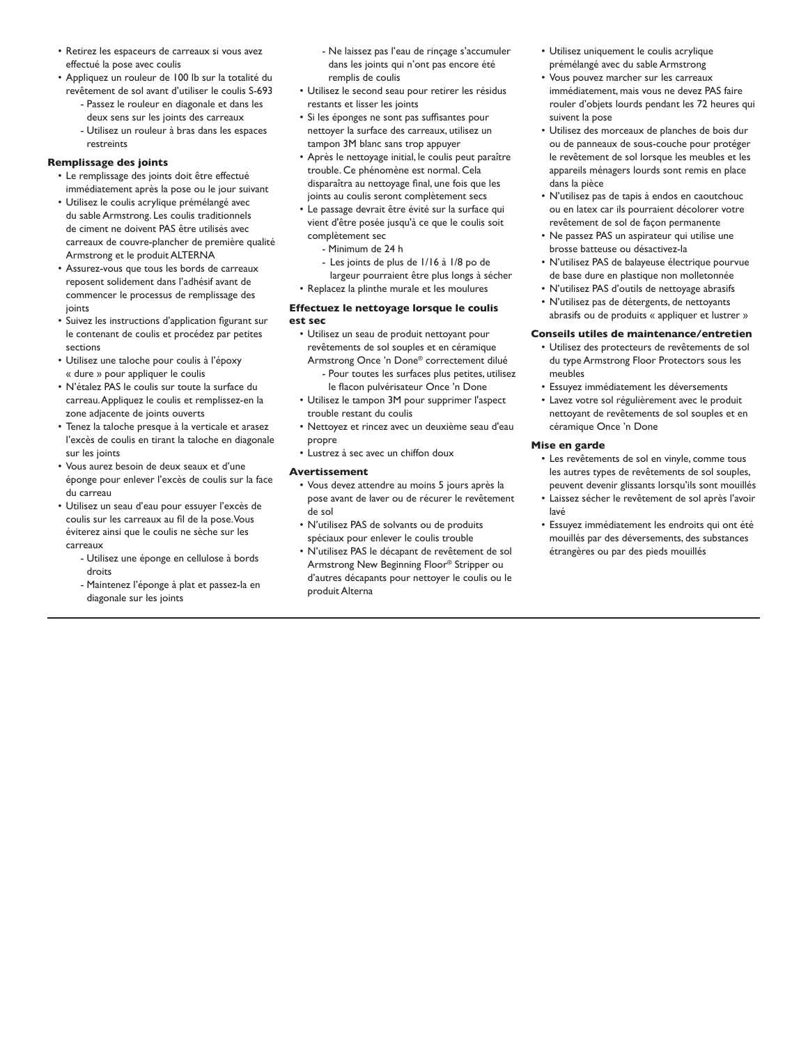- Retirez les espaceurs de carreaux si vous avez effectué la pose avec coulis
- Appliquez un rouleur de 100 lb sur la totalité du revêtement de sol avant d'utiliser le coulis S-693
  - Passez le rouleur en diagonale et dans les deux sens sur les joints des carreaux
  - Utilisez un rouleur à bras dans les espaces restreints

**Remplissage des joints**

- Le remplissage des joints doit être effectué immédiatement après la pose ou le jour suivant
- Utilisez le coulis acrylique prémélangé avec du sable Armstrong. Les coulis traditionnels de ciment ne doivent PAS être utilisés avec carreaux de couvre-plancher de première qualité Armstrong et le produit ALTERNA
- Assurez-vous que tous les bords de carreaux reposent solidement dans l'adhésif avant de commencer le processus de remplissage des joints
- Suivez les instructions d'application figurant sur le contenant de coulis et procédez par petites sections
- Utilisez une taloche pour coulis à l'époxy « dure » pour appliquer le coulis
- N'étalez PAS le coulis sur toute la surface du carreau. Appliquez le coulis et remplissez-en la zone adjacente de joints ouverts
- Tenez la taloche presque à la verticale et arasez l'excès de coulis en tirant la taloche en diagonale sur les joints
- Vous aurez besoin de deux seaux et d'une éponge pour enlever l'excès de coulis sur la face du carreau
- Utilisez un seau d'eau pour essuyer l'excès de coulis sur les carreaux au fil de la pose. Vous éviterez ainsi que le coulis ne sèche sur les carreaux
  - Utilisez une éponge en cellulose à bords droits
  - Maintenez l'éponge à plat et passez-la en diagonale sur les joints
  - Ne laissez pas l'eau de rinçage s'accumuler dans les joints qui n'ont pas encore été remplis de coulis
- Utilisez le second seau pour retirer les résidus restants et lisser les joints
- Si les éponges ne sont pas suffisantes pour nettoyer la surface des carreaux, utilisez un tampon 3M blanc sans trop appuyer
- Après le nettoyage initial, le coulis peut paraître trouble. Ce phénomène est normal. Cela disparaîtra au nettoyage final, une fois que les joints au coulis seront complètement secs
- Le passage devrait être évité sur la surface qui vient d'être posée jusqu'à ce que le coulis soit complètement sec
  - Minimum de 24 h
  - Les joints de plus de 1/16 à 1/8 po de largeur pourraient être plus longs à sécher
- Replacez la plinthe murale et les moulures

**Effectuez le nettoyage lorsque le coulis est sec**

- Utilisez un seau de produit nettoyant pour revêtements de sol souples et en céramique Armstrong Once 'n Done® correctement dilué
  - Pour toutes les surfaces plus petites, utilisez le flacon pulvérisateur Once 'n Done
- Utilisez le tampon 3M pour supprimer l'aspect trouble restant du coulis
- Nettoyez et rincez avec un deuxième seau d'eau propre
- Lustrez à sec avec un chiffon doux

**Avertissement**

- Vous devez attendre au moins 5 jours après la pose avant de laver ou de récurer le revêtement de sol
- N'utilisez PAS de solvants ou de produits spéciaux pour enlever le coulis trouble
- N'utilisez PAS le décapant de revêtement de sol Armstrong New Beginning Floor® Stripper ou d'autres décapants pour nettoyer le coulis ou le produit Alterna
- Utilisez uniquement le coulis acrylique prémélangé avec du sable Armstrong
- Vous pouvez marcher sur les carreaux immédiatement, mais vous ne devez PAS faire rouler d'objets lourds pendant les 72 heures qui suivent la pose
- Utilisez des morceaux de planches de bois dur ou de panneaux de sous-couche pour protéger le revêtement de sol lorsque les meubles et les appareils ménagers lourds sont remis en place dans la pièce
- N'utilisez pas de tapis à endos en caoutchouc ou en latex car ils pourraient décolorer votre revêtement de sol de façon permanente
- Ne passez PAS un aspirateur qui utilise une brosse batteuse ou désactivez-la
- N'utilisez PAS de balayeuse électrique pourvue de base dure en plastique non molletonnée
- N'utilisez PAS d'outils de nettoyage abrasifs
- N'utilisez pas de détergents, de nettoyants abrasifs ou de produits « appliquer et lustrer »

**Conseils utiles de maintenance/entretien**

- Utilisez des protecteurs de revêtements de sol du type Armstrong Floor Protectors sous les meubles
- Essuyez immédiatement les déversements
- Lavez votre sol régulièrement avec le produit nettoyant de revêtements de sol souples et en céramique Once 'n Done

**Mise en garde**

- Les revêtements de sol en vinyle, comme tous les autres types de revêtements de sol souples, peuvent devenir glissants lorsqu'ils sont mouillés
- Laissez sécher le revêtement de sol après l'avoir lavé
- Essuyez immédiatement les endroits qui ont été mouillés par des déversements, des substances étrangères ou par des pieds mouillés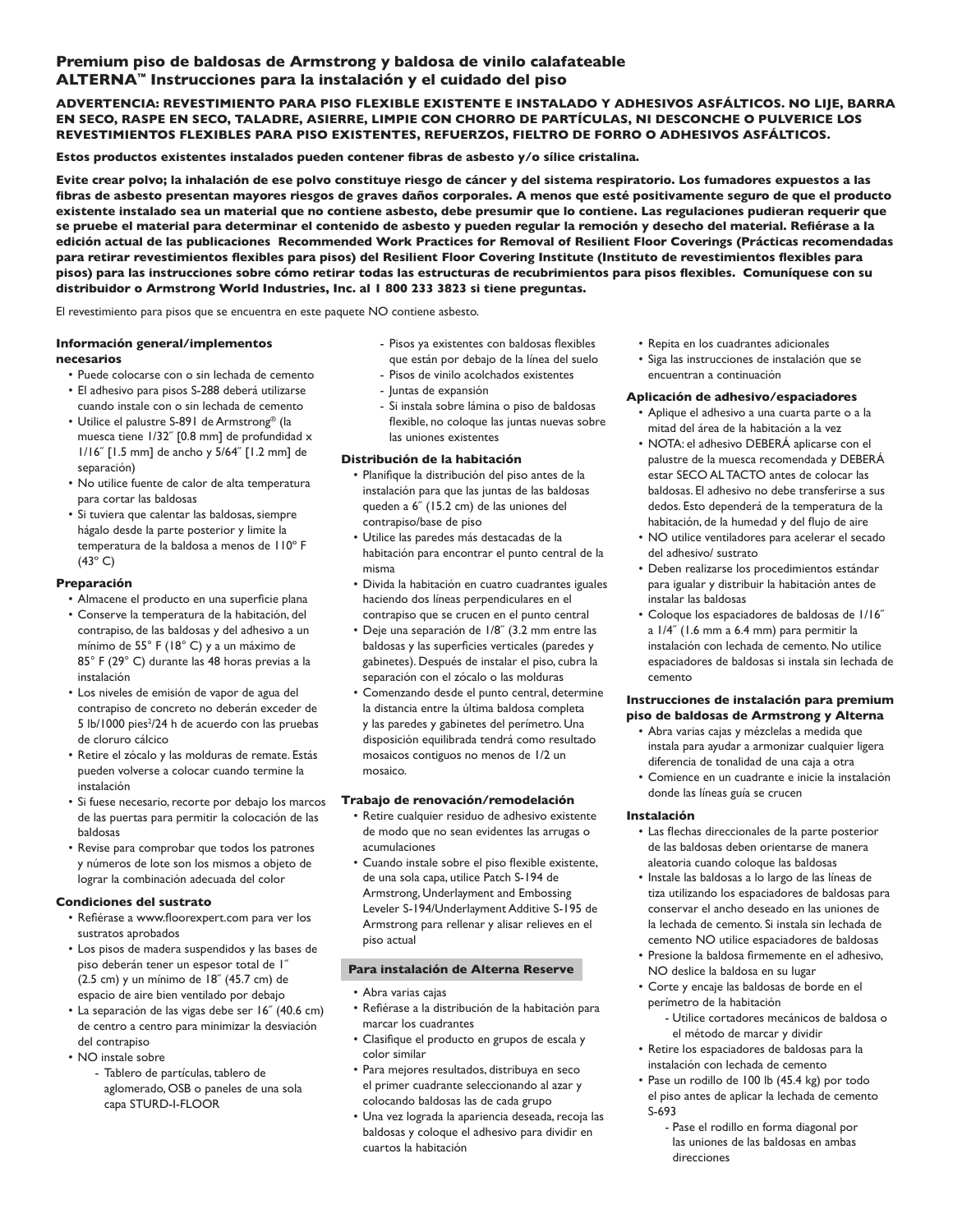# Premium piso de baldosas de Armstrong y baldosa de vinilo calafateable ALTERNA™ Instrucciones para la instalación y el cuidado del piso

**ADVERTENCIA: REVESTIMIENTO PARA PISO FLEXIBLE EXISTENTE E INSTALADO Y ADHESIVOS ASFÁLTICOS. NO LIJE, BARRA EN SECO, RASPE EN SECO, TALADRE, ASIERRE, LIMPIE CON CHORRO DE PARTÍCULAS, NI DESCONCHE O PULVERICE LOS REVESTIMIENTOS FLEXIBLES PARA PISO EXISTENTES, REFUERZOS, FIELTRO DE FORRO O ADHESIVOS ASFÁLTICOS.**

**Estos productos existentes instalados pueden contener fibras de asbesto y/o sílice cristalina.**

**Evite crear polvo; la inhalación de ese polvo constituye riesgo de cáncer y del sistema respiratorio. Los fumadores expuestos a las fibras de asbesto presentan mayores riesgos de graves daños corporales. A menos que esté positivamente seguro de que el producto existente instalado sea un material que no contiene asbesto, debe presumir que lo contiene. Las regulaciones pudieran requerir que se pruebe el material para determinar el contenido de asbesto y pueden regular la remoción y desecho del material. Refiérase a la edición actual de las publicaciones Recommended Work Practices for Removal of Resilient Floor Coverings (Prácticas recomendadas para retirar revestimientos flexibles para pisos) del Resilient Floor Covering Institute (Instituto de revestimientos flexibles para pisos) para las instrucciones sobre cómo retirar todas las estructuras de recubrimientos para pisos flexibles. Comuníquese con su distribuidor o Armstrong World Industries, Inc. al 1 800 233 3823 si tiene preguntas.**

El revestimiento para pisos que se encuentra en este paquete NO contiene asbesto.

### Información general/implementos necesarios

- Puede colocarse con o sin lechada de cemento
- El adhesivo para pisos S-288 deberá utilizarse cuando instale con o sin lechada de cemento
- Utilice el palustre S-891 de Armstrong® (la muesca tiene 1/32˝ [0.8 mm] de profundidad x 1/16˝ [1.5 mm] de ancho y 5/64˝ [1.2 mm] de separación)
- No utilice fuente de calor de alta temperatura para cortar las baldosas
- Si tuviera que calentar las baldosas, siempre hágalo desde la parte posterior y limite la temperatura de la baldosa a menos de 110° F (43° C)

### Preparación

- Almacene el producto en una superficie plana
- Conserve la temperatura de la habitación, del contrapiso, de las baldosas y del adhesivo a un mínimo de 55° F (18° C) y a un máximo de 85° F (29° C) durante las 48 horas previas a la instalación
- Los niveles de emisión de vapor de agua del contrapiso de concreto no deberán exceder de 5 lb/1000 pies²/24 h de acuerdo con las pruebas de cloruro cálcico
- Retire el zócalo y las molduras de remate. Estás pueden volverse a colocar cuando termine la instalación
- Si fuese necesario, recorte por debajo los marcos de las puertas para permitir la colocación de las baldosas
- Revise para comprobar que todos los patrones y números de lote son los mismos a objeto de lograr la combinación adecuada del color

### Condiciones del sustrato

- Refiérase a www.floorexpert.com para ver los sustratos aprobados
- Los pisos de madera suspendidos y las bases de piso deberán tener un espesor total de 1˝ (2.5 cm) y un mínimo de 18˝ (45.7 cm) de espacio de aire bien ventilado por debajo
- La separación de las vigas debe ser 16˝ (40.6 cm) de centro a centro para minimizar la desviación del contrapiso
- NO instale sobre
  - Tablero de partículas, tablero de aglomerado, OSB o paneles de una sola capa STURD-I-FLOOR
  - Pisos ya existentes con baldosas flexibles que están por debajo de la línea del suelo
  - Pisos de vinilo acolchados existentes
  - Juntas de expansión
  - Si instala sobre lámina o piso de baldosas flexible, no coloque las juntas nuevas sobre las uniones existentes

### Distribución de la habitación

- Planifique la distribución del piso antes de la instalación para que las juntas de las baldosas queden a 6˝ (15.2 cm) de las uniones del contrapiso/base de piso
- Utilice las paredes más destacadas de la habitación para encontrar el punto central de la misma
- Divida la habitación en cuatro cuadrantes iguales haciendo dos líneas perpendiculares en el contrapiso que se crucen en el punto central
- Deje una separación de 1/8˝ (3.2 mm entre las baldosas y las superficies verticales (paredes y gabinetes). Después de instalar el piso, cubra la separación con el zócalo o las molduras
- Comenzando desde el punto central, determine la distancia entre la última baldosa completa y las paredes y gabinetes del perímetro. Una disposición equilibrada tendrá como resultado mosaicos contiguos no menos de 1/2 un mosaico.

### Trabajo de renovación/remodelación

- Retire cualquier residuo de adhesivo existente de modo que no sean evidentes las arrugas o acumulaciones
- Cuando instale sobre el piso flexible existente, de una sola capa, utilice Patch S-194 de Armstrong, Underlayment and Embossing Leveler S-194/Underlayment Additive S-195 de Armstrong para rellenar y alisar relieves en el piso actual

### Para instalación de Alterna Reserve

- Abra varias cajas
- Refiérase a la distribución de la habitación para marcar los cuadrantes
- Clasifique el producto en grupos de escala y color similar
- Para mejores resultados, distribuya en seco el primer cuadrante seleccionado al azar y colocando baldosas las de cada grupo
- Una vez lograda la apariencia deseada, recoja las baldosas y coloque el adhesivo para dividir en cuartos la habitación
- Repita en los cuadrantes adicionales
- Siga las instrucciones de instalación que se encuentran a continuación

### Aplicación de adhesivo/espaciadores

- Aplique el adhesivo a una cuarta parte o a la mitad del área de la habitación a la vez
- NOTA: el adhesivo DEBERÁ aplicarse con el palustre de la muesca recomendada y DEBERÁ estar SECO AL TACTO antes de colocar las baldosas. El adhesivo no debe transferirse a sus dedos. Esto dependerá de la temperatura de la habitación, de la humedad y del flujo de aire
- NO utilice ventiladores para acelerar el secado del adhesivo/ sustrato
- Deben realizarse los procedimientos estándar para igualar y distribuir la habitación antes de instalar las baldosas
- Coloque los espaciadores de baldosas de 1/16˝ a 1/4˝ (1.6 mm a 6.4 mm) para permitir la instalación con lechada de cemento. No utilice espaciadores de baldosas si instala sin lechada de cemento

### Instrucciones de instalación para premium piso de baldosas de Armstrong y Alterna

- Abra varias cajas y mézclelas a medida que instala para ayudar a armonizar cualquier ligera diferencia de tonalidad de una caja a otra
- Comience en un cuadrante e inicie la instalación donde las líneas guía se crucen

### Instalación

- Las flechas direccionales de la parte posterior de las baldosas deben orientarse de manera aleatoria cuando coloque las baldosas
- Instale las baldosas a lo largo de las líneas de tiza utilizando los espaciadores de baldosas para conservar el ancho deseado en las uniones de la lechada de cemento. Si instala sin lechada de cemento NO utilice espaciadores de baldosas
- Presione la baldosa firmemente en el adhesivo, NO deslice la baldosa en su lugar
- Corte y encaje las baldosas de borde en el perímetro de la habitación
  - Utilice cortadores mecánicos de baldosa o el método de marcar y dividir
- Retire los espaciadores de baldosas para la instalación con lechada de cemento
- Pase un rodillo de 100 lb (45.4 kg) por todo el piso antes de aplicar la lechada de cemento S-693
  - Pase el rodillo en forma diagonal por las uniones de las baldosas en ambas direcciones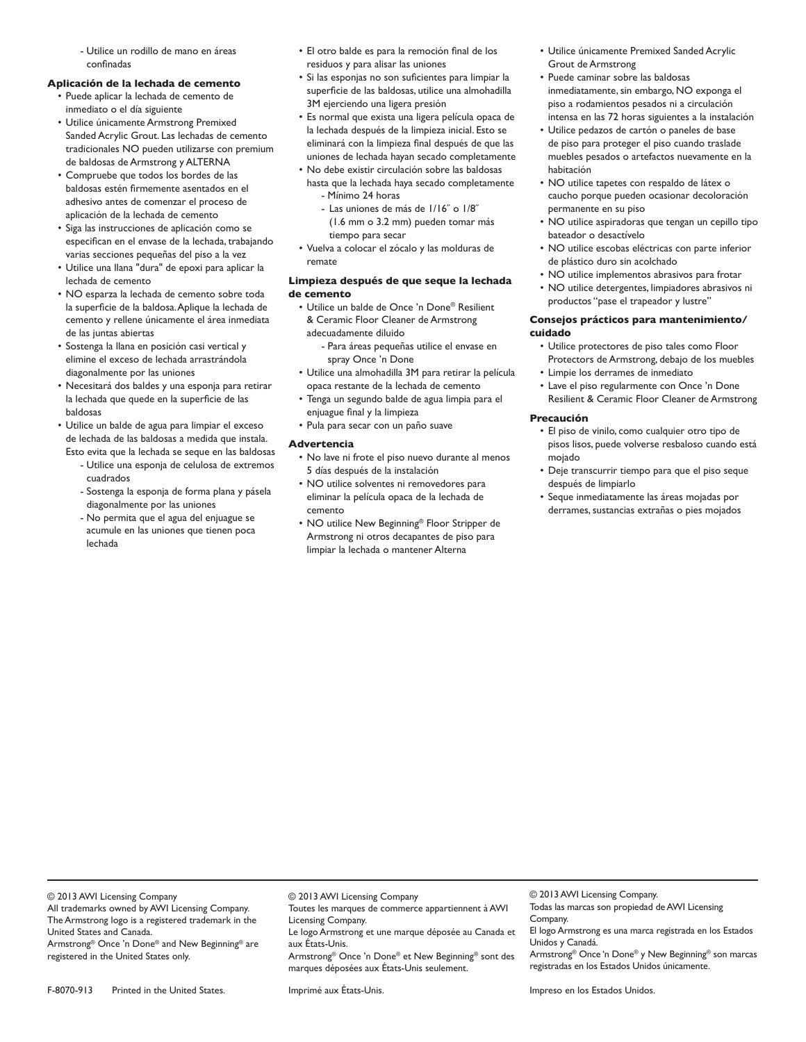- Utilice un rodillo de mano en áreas confinadas

**Aplicación de la lechada de cemento**

- Puede aplicar la lechada de cemento de inmediato o el día siguiente
- Utilice únicamente Armstrong Premixed Sanded Acrylic Grout. Las lechadas de cemento tradicionales NO pueden utilizarse con premium de baldosas de Armstrong y ALTERNA
- Compruebe que todos los bordes de las baldosas estén firmemente asentados en el adhesivo antes de comenzar el proceso de aplicación de la lechada de cemento
- Siga las instrucciones de aplicación como se especifican en el envase de la lechada, trabajando varias secciones pequeñas del piso a la vez
- Utilice una llana "dura" de epoxi para aplicar la lechada de cemento
- NO esparza la lechada de cemento sobre toda la superficie de la baldosa. Aplique la lechada de cemento y rellene únicamente el área inmediata de las juntas abiertas
- Sostenga la llana en posición casi vertical y elimine el exceso de lechada arrastrándola diagonalmente por las uniones
- Necesitará dos baldes y una esponja para retirar la lechada que quede en la superficie de las baldosas
- Utilice un balde de agua para limpiar el exceso de lechada de las baldosas a medida que instala. Esto evita que la lechada se seque en las baldosas
  - Utilice una esponja de celulosa de extremos cuadrados
  - Sostenga la esponja de forma plana y pásela diagonalmente por las uniones
  - No permita que el agua del enjuague se acumule en las uniones que tienen poca lechada
- El otro balde es para la remoción final de los residuos y para alisar las uniones
- Si las esponjas no son suficientes para limpiar la superficie de las baldosas, utilice una almohadilla 3M ejerciendo una ligera presión
- Es normal que exista una ligera película opaca de la lechada después de la limpieza inicial. Esto se eliminará con la limpieza final después de que las uniones de lechada hayan secado completamente
- No debe existir circulación sobre las baldosas hasta que la lechada haya secado completamente
  - Mínimo 24 horas
  - Las uniones de más de 1/16″ o 1/8″ (1.6 mm o 3.2 mm) pueden tomar más tiempo para secar
- Vuelva a colocar el zócalo y las molduras de remate

**Limpieza después de que seque la lechada de cemento**

- Utilice un balde de Once 'n Done® Resilient & Ceramic Floor Cleaner de Armstrong adecuadamente diluido
  - Para áreas pequeñas utilice el envase en spray Once 'n Done
- Utilice una almohadilla 3M para retirar la película opaca restante de la lechada de cemento
- Tenga un segundo balde de agua limpia para el enjuague final y la limpieza
- Pula para secar con un paño suave

**Advertencia**

- No lave ni frote el piso nuevo durante al menos 5 días después de la instalación
- NO utilice solventes ni removedores para eliminar la película opaca de la lechada de cemento
- NO utilice New Beginning® Floor Stripper de Armstrong ni otros decapantes de piso para limpiar la lechada o mantener Alterna
- Utilice únicamente Premixed Sanded Acrylic Grout de Armstrong
- Puede caminar sobre las baldosas inmediatamente, sin embargo, NO exponga el piso a rodamientos pesados ni a circulación intensa en las 72 horas siguientes a la instalación
- Utilice pedazos de cartón o paneles de base de piso para proteger el piso cuando traslade muebles pesados o artefactos nuevamente en la habitación
- NO utilice tapetes con respaldo de látex o caucho porque pueden ocasionar decoloración permanente en su piso
- NO utilice aspiradoras que tengan un cepillo tipo bateador o desactívelo
- NO utilice escobas eléctricas con parte inferior de plástico duro sin acolchado
- NO utilice implementos abrasivos para frotar
- NO utilice detergentes, limpiadores abrasivos ni productos "pase el trapeador y lustre"

**Consejos prácticos para mantenimiento/ cuidado**

- Utilice protectores de piso tales como Floor Protectors de Armstrong, debajo de los muebles
- Limpie los derrames de inmediato
- Lave el piso regularmente con Once 'n Done Resilient & Ceramic Floor Cleaner de Armstrong

**Precaución**

- El piso de vinilo, como cualquier otro tipo de pisos lisos, puede volverse resbaloso cuando está mojado
- Deje transcurrir tiempo para que el piso seque después de limpiarlo
- Seque inmediatamente las áreas mojadas por derrames, sustancias extrañas o pies mojados

---

© 2013 AWI Licensing Company
All trademarks owned by AWI Licensing Company.
The Armstrong logo is a registered trademark in the United States and Canada.
Armstrong® Once 'n Done® and New Beginning® are registered in the United States only.

F-8070-913 Printed in the United States.

© 2013 AWI Licensing Company
Toutes les marques de commerce appartiennent à AWI Licensing Company.
Le logo Armstrong et une marque déposée au Canada et aux États-Unis.
Armstrong® Once 'n Done® et New Beginning® sont des marques déposées aux États-Unis seulement.

Imprimé aux États-Unis.

© 2013 AWI Licensing Company.
Todas las marcas son propiedad de AWI Licensing Company.
El logo Armstrong es una marca registrada en los Estados Unidos y Canadá.
Armstrong® Once 'n Done® y New Beginning® son marcas registradas en los Estados Unidos únicamente.

Impreso en los Estados Unidos.